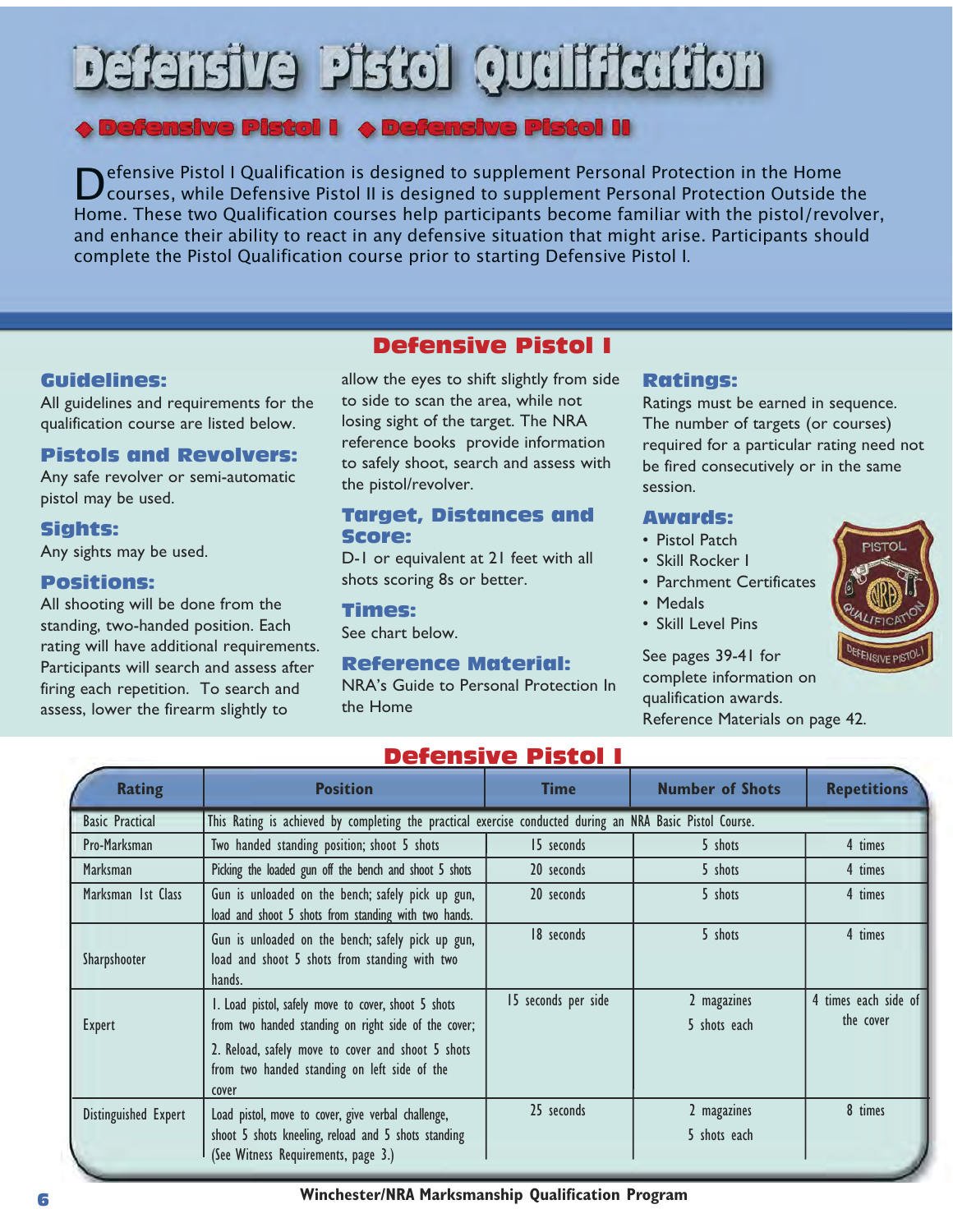# Defensive Pistol Qualification

◆ Defensive Pistol I ◆ Defensive Pistol II

Defensive Pistol I Qualification is designed to supplement Personal Protection in the Home courses, while Defensive Pistol II is designed to supplement Personal Protection Outside the Home. These two Qualification courses help participants become familiar with the pistol/revolver, and enhance their ability to react in any defensive situation that might arise. Participants should complete the Pistol Qualification course prior to starting Defensive Pistol I.

## Defensive Pistol I

### Guidelines:

All guidelines and requirements for the qualification course are listed below.

### Pistols and Revolvers:

Any safe revolver or semi-automatic pistol may be used.

### Sights:

Any sights may be used.

### Positions:

All shooting will be done from the standing, two-handed position. Each rating will have additional requirements. Participants will search and assess after firing each repetition. To search and assess, lower the firearm slightly to allow the eyes to shift slightly from side to side to scan the area, while not losing sight of the target. The NRA reference books provide information to safely shoot, search and assess with the pistol/revolver.

### Target, Distances and Score:

D-1 or equivalent at 21 feet with all shots scoring 8s or better.

### Times:

See chart below.

### Reference Material:

NRA's Guide to Personal Protection In the Home

### Ratings:

Ratings must be earned in sequence. The number of targets (or courses) required for a particular rating need not be fired consecutively or in the same session.

### Awards:

- Pistol Patch
- Skill Rocker I
- Parchment Certificates
- Medals
- Skill Level Pins

See pages 39-41 for complete information on qualification awards. Reference Materials on page 42.

## Defensive Pistol I

| Rating | Position | Time | Number of Shots | Repetitions |
|---|---|---|---|---|
| Basic Practical | This Rating is achieved by completing the practical exercise conducted during an NRA Basic Pistol Course. | | | |
| Pro-Marksman | Two handed standing position; shoot 5 shots | 15 seconds | 5 shots | 4 times |
| Marksman | Picking the loaded gun off the bench and shoot 5 shots | 20 seconds | 5 shots | 4 times |
| Marksman 1st Class | Gun is unloaded on the bench; safely pick up gun, load and shoot 5 shots from standing with two hands. | 20 seconds | 5 shots | 4 times |
| Sharpshooter | Gun is unloaded on the bench; safely pick up gun, load and shoot 5 shots from standing with two hands. | 18 seconds | 5 shots | 4 times |
| Expert | 1. Load pistol, safely move to cover, shoot 5 shots from two handed standing on right side of the cover; 2. Reload, safely move to cover and shoot 5 shots from two handed standing on left side of the cover | 15 seconds per side | 2 magazines 5 shots each | 4 times each side of the cover |
| Distinguished Expert | Load pistol, move to cover, give verbal challenge, shoot 5 shots kneeling, reload and 5 shots standing (See Witness Requirements, page 3.) | 25 seconds | 2 magazines 5 shots each | 8 times |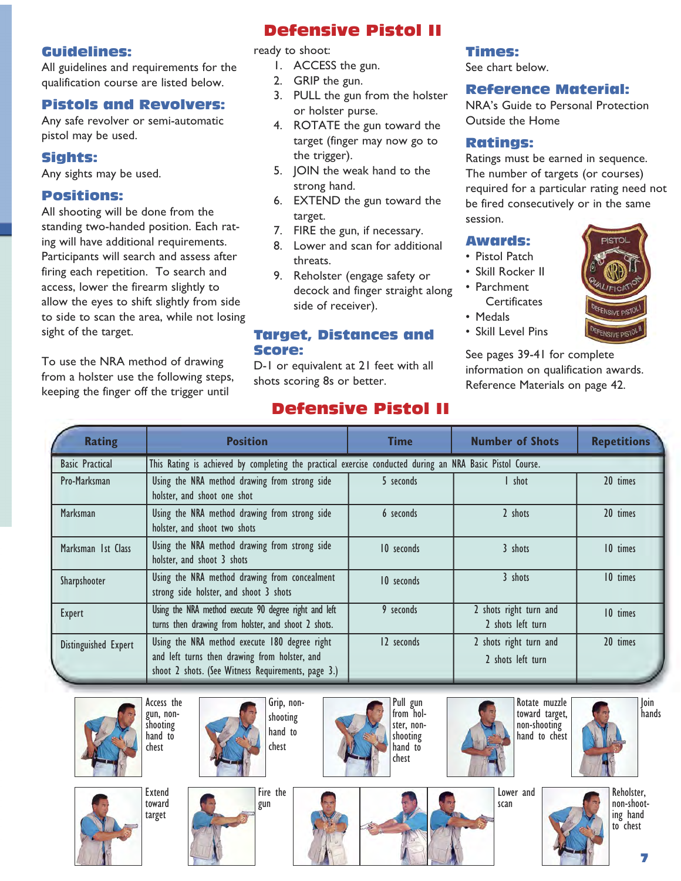# Defensive Pistol II

## Guidelines:

All guidelines and requirements for the qualification course are listed below.

## Pistols and Revolvers:

Any safe revolver or semi-automatic pistol may be used.

## Sights:

Any sights may be used.

## Positions:

All shooting will be done from the standing two-handed position. Each rating will have additional requirements. Participants will search and assess after firing each repetition. To search and access, lower the firearm slightly to allow the eyes to shift slightly from side to side to scan the area, while not losing sight of the target.

To use the NRA method of drawing from a holster use the following steps, keeping the finger off the trigger until ready to shoot:

1. ACCESS the gun.
2. GRIP the gun.
3. PULL the gun from the holster or holster purse.
4. ROTATE the gun toward the target (finger may now go to the trigger).
5. JOIN the weak hand to the strong hand.
6. EXTEND the gun toward the target.
7. FIRE the gun, if necessary.
8. Lower and scan for additional threats.
9. Reholster (engage safety or decock and finger straight along side of receiver).

## Target, Distances and Score:

D-1 or equivalent at 21 feet with all shots scoring 8s or better.

## Times:

See chart below.

## Reference Material:

NRA's Guide to Personal Protection Outside the Home

## Ratings:

Ratings must be earned in sequence. The number of targets (or courses) required for a particular rating need not be fired consecutively or in the same session.

## Awards:

- Pistol Patch
- Skill Rocker II
- Parchment Certificates
- Medals
- Skill Level Pins

See pages 39-41 for complete information on qualification awards. Reference Materials on page 42.

## Defensive Pistol II

| Rating | Position | Time | Number of Shots | Repetitions |
|---|---|---|---|---|
| Basic Practical | This Rating is achieved by completing the practical exercise conducted during an NRA Basic Pistol Course. | | | |
| Pro-Marksman | Using the NRA method drawing from strong side holster, and shoot one shot | 5 seconds | 1 shot | 20 times |
| Marksman | Using the NRA method drawing from strong side holster, and shoot two shots | 6 seconds | 2 shots | 20 times |
| Marksman 1st Class | Using the NRA method drawing from strong side holster, and shoot 3 shots | 10 seconds | 3 shots | 10 times |
| Sharpshooter | Using the NRA method drawing from concealment strong side holster, and shoot 3 shots | 10 seconds | 3 shots | 10 times |
| Expert | Using the NRA method execute 90 degree right and left turns then drawing from holster, and shoot 2 shots. | 9 seconds | 2 shots right turn and 2 shots left turn | 10 times |
| Distinguished Expert | Using the NRA method execute 180 degree right and left turns then drawing from holster, and shoot 2 shots. (See Witness Requirements, page 3.) | 12 seconds | 2 shots right turn and 2 shots left turn | 20 times |

Access the gun, non-shooting hand to chest

Grip, non-shooting hand to chest

Pull gun from holster, non-shooting hand to chest

Rotate muzzle toward target, non-shooting hand to chest

Join hands

Extend toward target

Fire the gun

Lower and scan

Reholster, non-shooting hand to chest